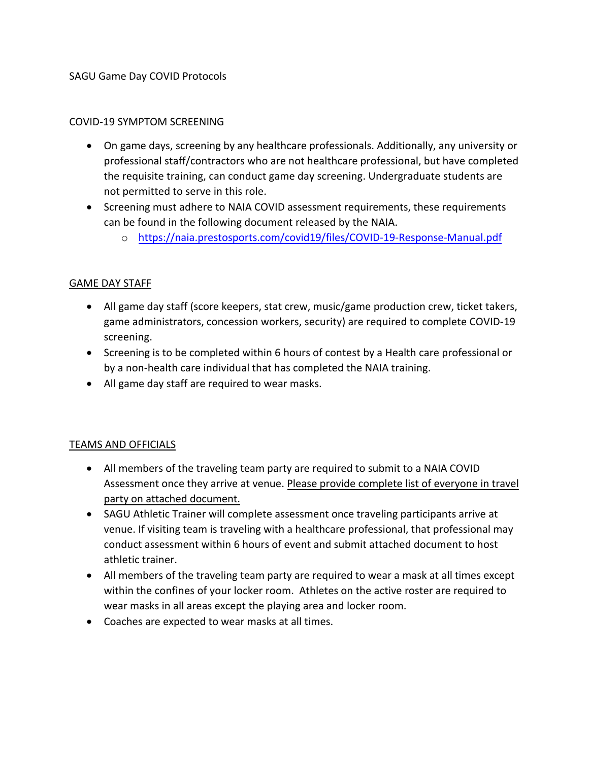SAGU Game Day COVID Protocols

COVID-19 SYMPTOM SCREENING

- On game days, screening by any healthcare professionals. Additionally, any university or professional staff/contractors who are not healthcare professional, but have completed the requisite training, can conduct game day screening. Undergraduate students are not permitted to serve in this role.
- Screening must adhere to NAIA COVID assessment requirements, these requirements can be found in the following document released by the NAIA.
  - https://naia.prestosports.com/covid19/files/COVID-19-Response-Manual.pdf

<u>GAME DAY STAFF</u>

- All game day staff (score keepers, stat crew, music/game production crew, ticket takers, game administrators, concession workers, security) are required to complete COVID-19 screening.
- Screening is to be completed within 6 hours of contest by a Health care professional or by a non-health care individual that has completed the NAIA training.
- All game day staff are required to wear masks.

<u>TEAMS AND OFFICIALS</u>

- All members of the traveling team party are required to submit to a NAIA COVID Assessment once they arrive at venue. <u>Please provide complete list of everyone in travel party on attached document.</u>
- SAGU Athletic Trainer will complete assessment once traveling participants arrive at venue. If visiting team is traveling with a healthcare professional, that professional may conduct assessment within 6 hours of event and submit attached document to host athletic trainer.
- All members of the traveling team party are required to wear a mask at all times except within the confines of your locker room. Athletes on the active roster are required to wear masks in all areas except the playing area and locker room.
- Coaches are expected to wear masks at all times.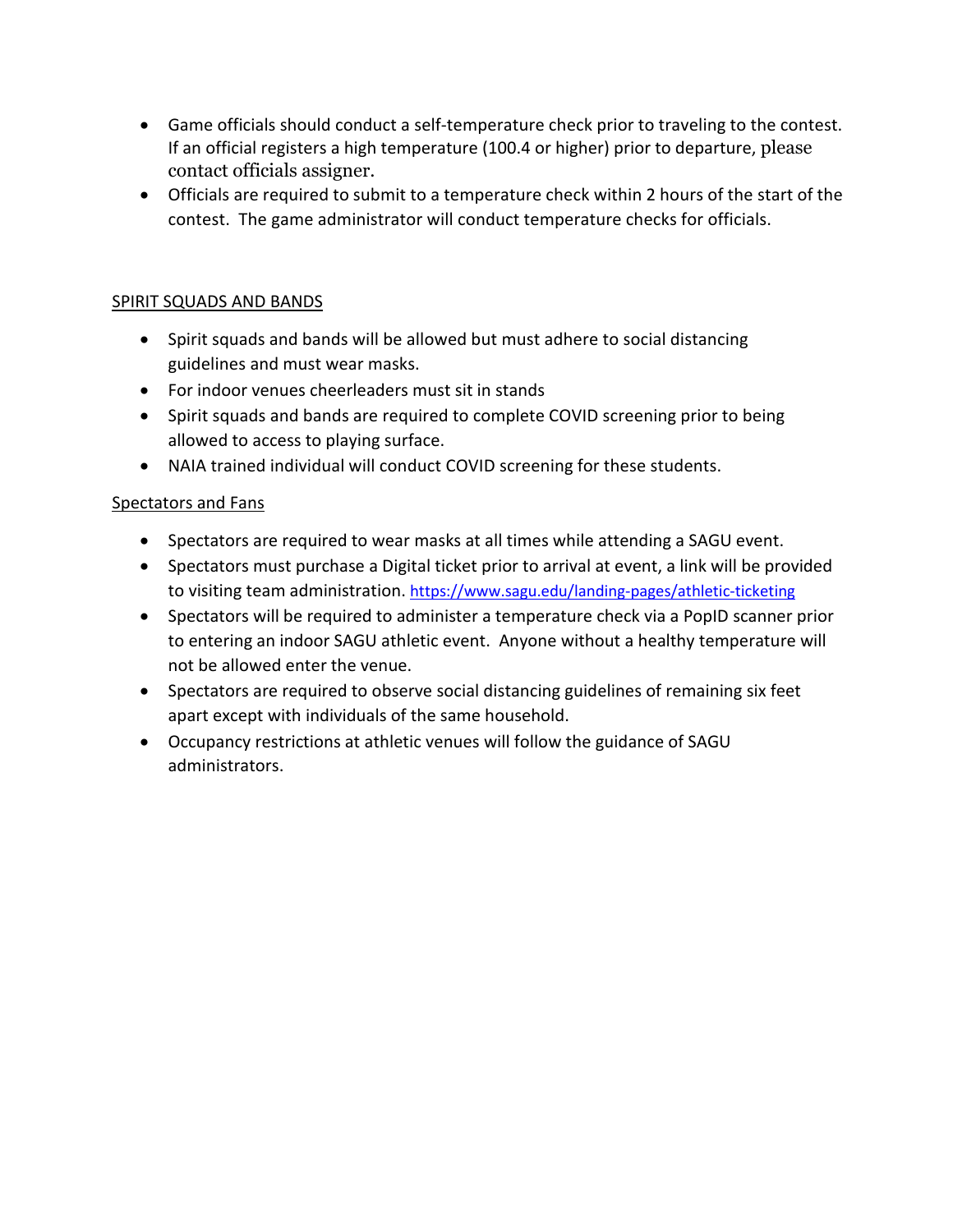- Game officials should conduct a self-temperature check prior to traveling to the contest. If an official registers a high temperature (100.4 or higher) prior to departure, please contact officials assigner.
- Officials are required to submit to a temperature check within 2 hours of the start of the contest. The game administrator will conduct temperature checks for officials.

<u>SPIRIT SQUADS AND BANDS</u>

- Spirit squads and bands will be allowed but must adhere to social distancing guidelines and must wear masks.
- For indoor venues cheerleaders must sit in stands
- Spirit squads and bands are required to complete COVID screening prior to being allowed to access to playing surface.
- NAIA trained individual will conduct COVID screening for these students.

<u>Spectators and Fans</u>

- Spectators are required to wear masks at all times while attending a SAGU event.
- Spectators must purchase a Digital ticket prior to arrival at event, a link will be provided to visiting team administration. https://www.sagu.edu/landing-pages/athletic-ticketing
- Spectators will be required to administer a temperature check via a PopID scanner prior to entering an indoor SAGU athletic event. Anyone without a healthy temperature will not be allowed enter the venue.
- Spectators are required to observe social distancing guidelines of remaining six feet apart except with individuals of the same household.
- Occupancy restrictions at athletic venues will follow the guidance of SAGU administrators.